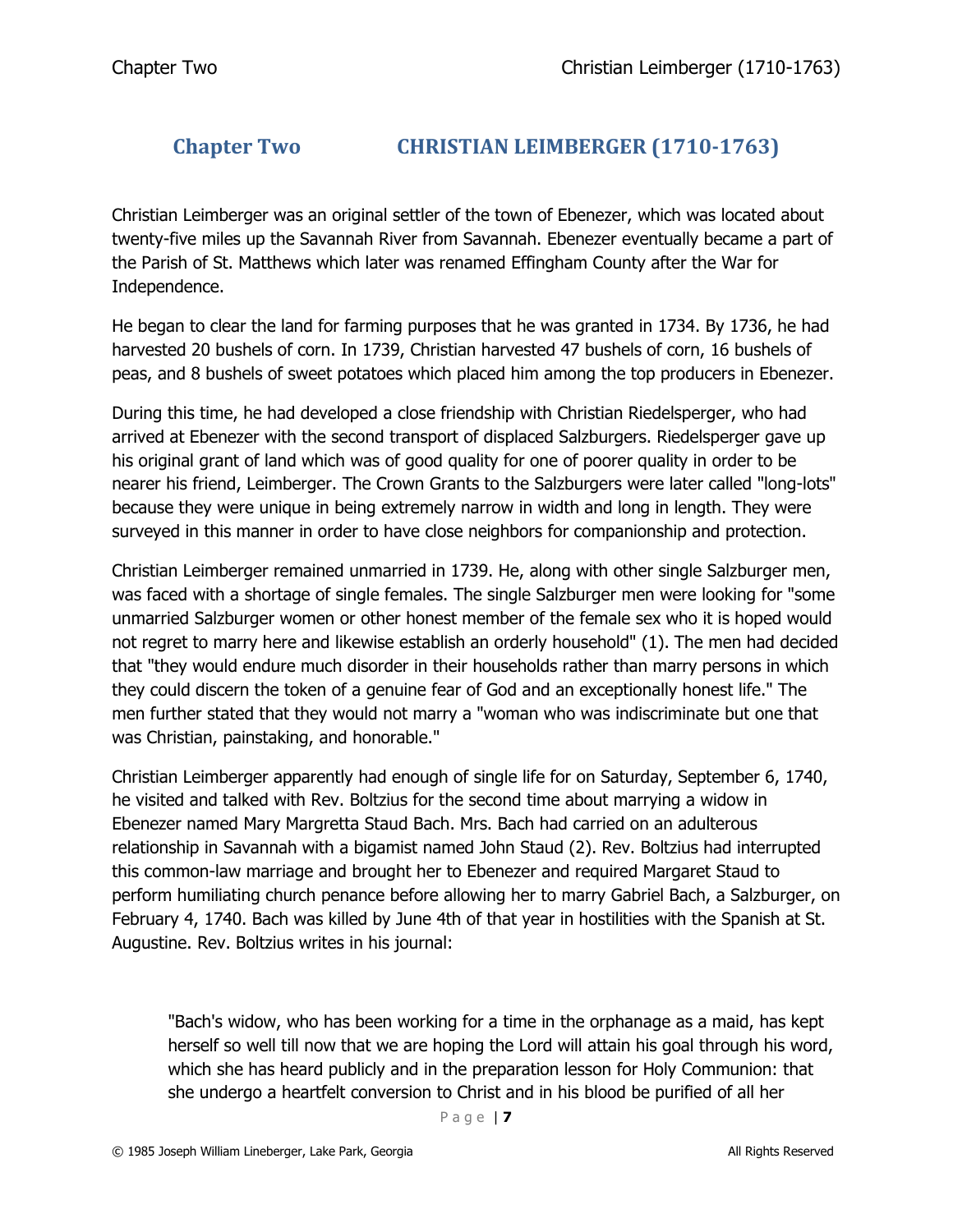# Chapter Two CHRISTIAN LEIMBERGER (1710-1763)

Christian Leimberger was an original settler of the town of Ebenezer, which was located about twenty-five miles up the Savannah River from Savannah. Ebenezer eventually became a part of the Parish of St. Matthews which later was renamed Effingham County after the War for Independence.

He began to clear the land for farming purposes that he was granted in 1734. By 1736, he had harvested 20 bushels of corn. In 1739, Christian harvested 47 bushels of corn, 16 bushels of peas, and 8 bushels of sweet potatoes which placed him among the top producers in Ebenezer.

During this time, he had developed a close friendship with Christian Riedelsperger, who had arrived at Ebenezer with the second transport of displaced Salzburgers. Riedelsperger gave up his original grant of land which was of good quality for one of poorer quality in order to be nearer his friend, Leimberger. The Crown Grants to the Salzburgers were later called "long-lots" because they were unique in being extremely narrow in width and long in length. They were surveyed in this manner in order to have close neighbors for companionship and protection.

Christian Leimberger remained unmarried in 1739. He, along with other single Salzburger men, was faced with a shortage of single females. The single Salzburger men were looking for "some unmarried Salzburger women or other honest member of the female sex who it is hoped would not regret to marry here and likewise establish an orderly household" (1). The men had decided that "they would endure much disorder in their households rather than marry persons in which they could discern the token of a genuine fear of God and an exceptionally honest life." The men further stated that they would not marry a "woman who was indiscriminate but one that was Christian, painstaking, and honorable."

Christian Leimberger apparently had enough of single life for on Saturday, September 6, 1740, he visited and talked with Rev. Boltzius for the second time about marrying a widow in Ebenezer named Mary Margretta Staud Bach. Mrs. Bach had carried on an adulterous relationship in Savannah with a bigamist named John Staud (2). Rev. Boltzius had interrupted this common-law marriage and brought her to Ebenezer and required Margaret Staud to perform humiliating church penance before allowing her to marry Gabriel Bach, a Salzburger, on February 4, 1740. Bach was killed by June 4th of that year in hostilities with the Spanish at St. Augustine. Rev. Boltzius writes in his journal:

> "Bach's widow, who has been working for a time in the orphanage as a maid, has kept herself so well till now that we are hoping the Lord will attain his goal through his word, which she has heard publicly and in the preparation lesson for Holy Communion: that she undergo a heartfelt conversion to Christ and in his blood be purified of all her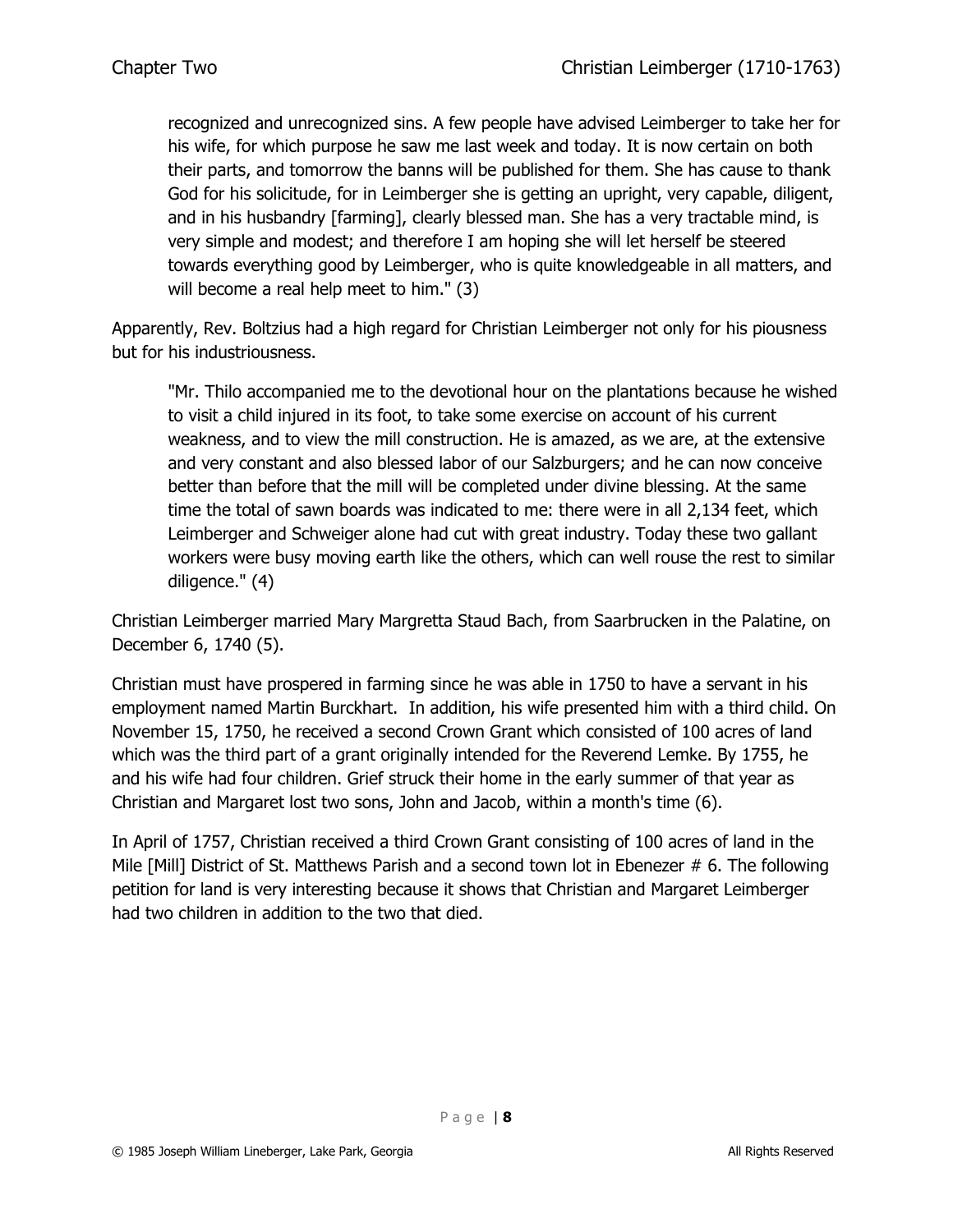> recognized and unrecognized sins. A few people have advised Leimberger to take her for his wife, for which purpose he saw me last week and today. It is now certain on both their parts, and tomorrow the banns will be published for them. She has cause to thank God for his solicitude, for in Leimberger she is getting an upright, very capable, diligent, and in his husbandry [farming], clearly blessed man. She has a very tractable mind, is very simple and modest; and therefore I am hoping she will let herself be steered towards everything good by Leimberger, who is quite knowledgeable in all matters, and will become a real help meet to him." (3)

Apparently, Rev. Boltzius had a high regard for Christian Leimberger not only for his piousness but for his industriousness.

> "Mr. Thilo accompanied me to the devotional hour on the plantations because he wished to visit a child injured in its foot, to take some exercise on account of his current weakness, and to view the mill construction. He is amazed, as we are, at the extensive and very constant and also blessed labor of our Salzburgers; and he can now conceive better than before that the mill will be completed under divine blessing. At the same time the total of sawn boards was indicated to me: there were in all 2,134 feet, which Leimberger and Schweiger alone had cut with great industry. Today these two gallant workers were busy moving earth like the others, which can well rouse the rest to similar diligence." (4)

Christian Leimberger married Mary Margretta Staud Bach, from Saarbrucken in the Palatine, on December 6, 1740 (5).

Christian must have prospered in farming since he was able in 1750 to have a servant in his employment named Martin Burckhart. In addition, his wife presented him with a third child. On November 15, 1750, he received a second Crown Grant which consisted of 100 acres of land which was the third part of a grant originally intended for the Reverend Lemke. By 1755, he and his wife had four children. Grief struck their home in the early summer of that year as Christian and Margaret lost two sons, John and Jacob, within a month's time (6).

In April of 1757, Christian received a third Crown Grant consisting of 100 acres of land in the Mile [Mill] District of St. Matthews Parish and a second town lot in Ebenezer # 6. The following petition for land is very interesting because it shows that Christian and Margaret Leimberger had two children in addition to the two that died.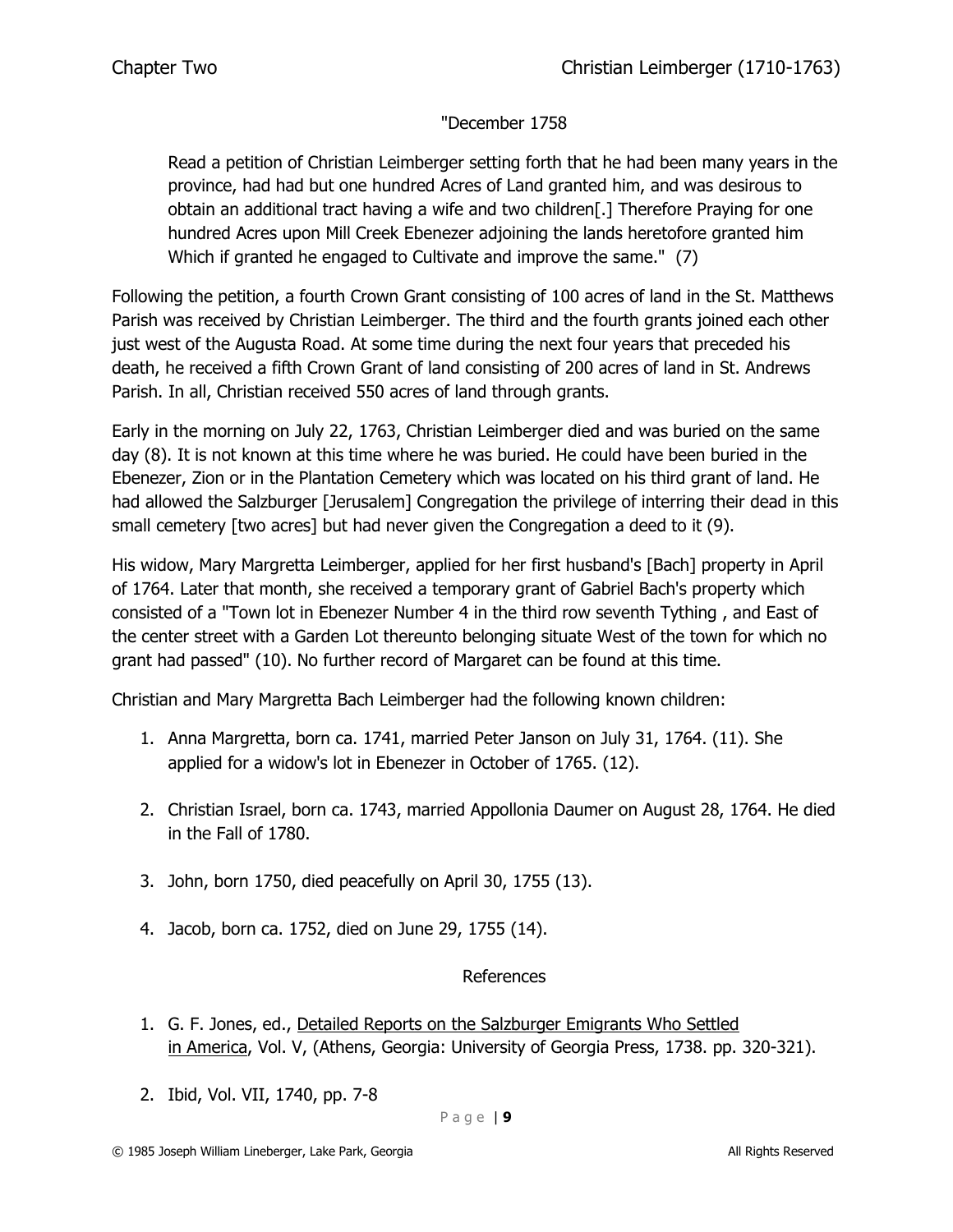"December 1758

> Read a petition of Christian Leimberger setting forth that he had been many years in the province, had had but one hundred Acres of Land granted him, and was desirous to obtain an additional tract having a wife and two children[.] Therefore Praying for one hundred Acres upon Mill Creek Ebenezer adjoining the lands heretofore granted him Which if granted he engaged to Cultivate and improve the same." (7)

Following the petition, a fourth Crown Grant consisting of 100 acres of land in the St. Matthews Parish was received by Christian Leimberger. The third and the fourth grants joined each other just west of the Augusta Road. At some time during the next four years that preceded his death, he received a fifth Crown Grant of land consisting of 200 acres of land in St. Andrews Parish. In all, Christian received 550 acres of land through grants.

Early in the morning on July 22, 1763, Christian Leimberger died and was buried on the same day (8). It is not known at this time where he was buried. He could have been buried in the Ebenezer, Zion or in the Plantation Cemetery which was located on his third grant of land. He had allowed the Salzburger [Jerusalem] Congregation the privilege of interring their dead in this small cemetery [two acres] but had never given the Congregation a deed to it (9).

His widow, Mary Margretta Leimberger, applied for her first husband's [Bach] property in April of 1764. Later that month, she received a temporary grant of Gabriel Bach's property which consisted of a "Town lot in Ebenezer Number 4 in the third row seventh Tything , and East of the center street with a Garden Lot thereunto belonging situate West of the town for which no grant had passed" (10). No further record of Margaret can be found at this time.

Christian and Mary Margretta Bach Leimberger had the following known children:

1. Anna Margretta, born ca. 1741, married Peter Janson on July 31, 1764. (11). She applied for a widow's lot in Ebenezer in October of 1765. (12).

2. Christian Israel, born ca. 1743, married Appollonia Daumer on August 28, 1764. He died in the Fall of 1780.

3. John, born 1750, died peacefully on April 30, 1755 (13).

4. Jacob, born ca. 1752, died on June 29, 1755 (14).

## References

1. G. F. Jones, ed., Detailed Reports on the Salzburger Emigrants Who Settled in America, Vol. V, (Athens, Georgia: University of Georgia Press, 1738. pp. 320-321).

2. Ibid, Vol. VII, 1740, pp. 7-8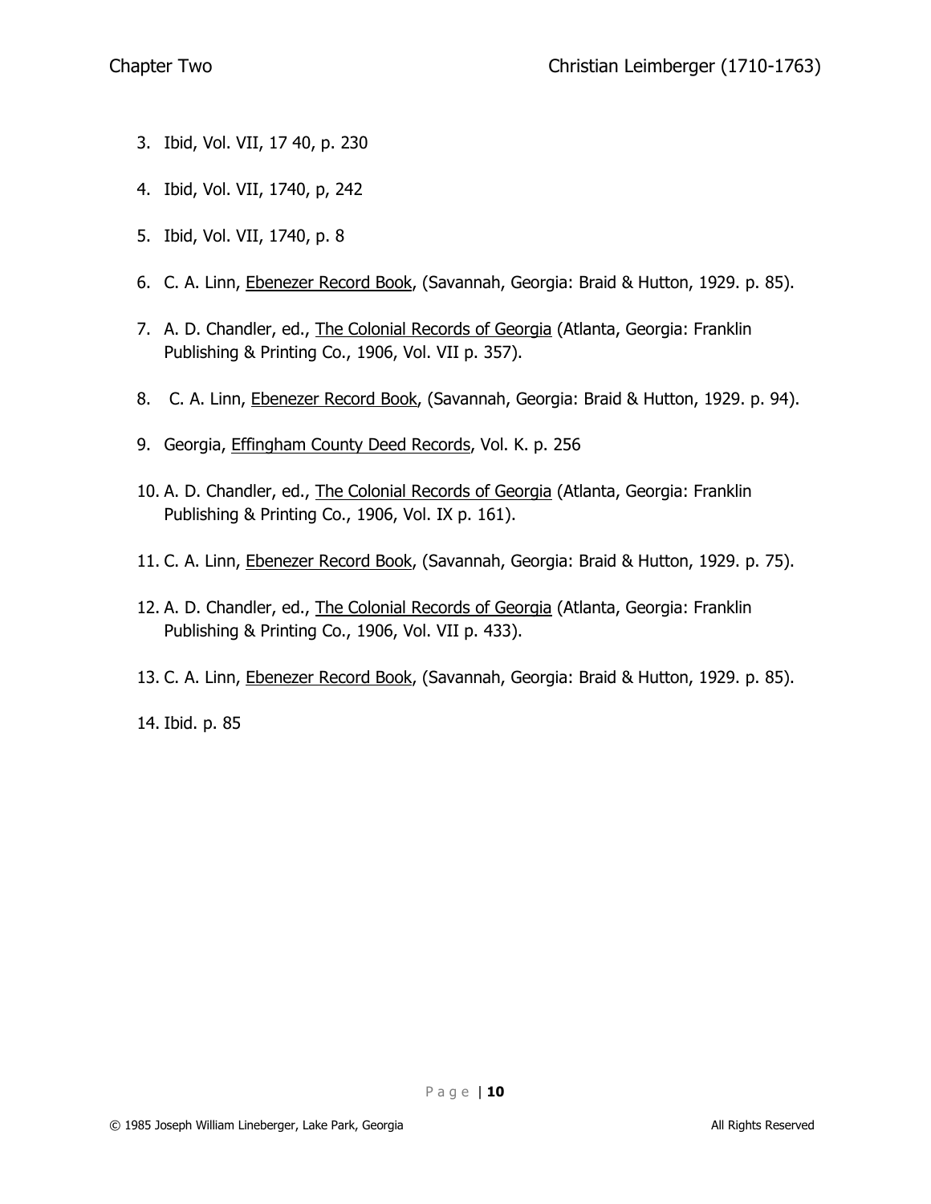3. Ibid, Vol. VII, 17 40, p. 230

4. Ibid, Vol. VII, 1740, p, 242

5. Ibid, Vol. VII, 1740, p. 8

6. C. A. Linn, Ebenezer Record Book, (Savannah, Georgia: Braid & Hutton, 1929. p. 85).

7. A. D. Chandler, ed., The Colonial Records of Georgia (Atlanta, Georgia: Franklin Publishing & Printing Co., 1906, Vol. VII p. 357).

8. C. A. Linn, Ebenezer Record Book, (Savannah, Georgia: Braid & Hutton, 1929. p. 94).

9. Georgia, Effingham County Deed Records, Vol. K. p. 256

10. A. D. Chandler, ed., The Colonial Records of Georgia (Atlanta, Georgia: Franklin Publishing & Printing Co., 1906, Vol. IX p. 161).

11. C. A. Linn, Ebenezer Record Book, (Savannah, Georgia: Braid & Hutton, 1929. p. 75).

12. A. D. Chandler, ed., The Colonial Records of Georgia (Atlanta, Georgia: Franklin Publishing & Printing Co., 1906, Vol. VII p. 433).

13. C. A. Linn, Ebenezer Record Book, (Savannah, Georgia: Braid & Hutton, 1929. p. 85).

14. Ibid. p. 85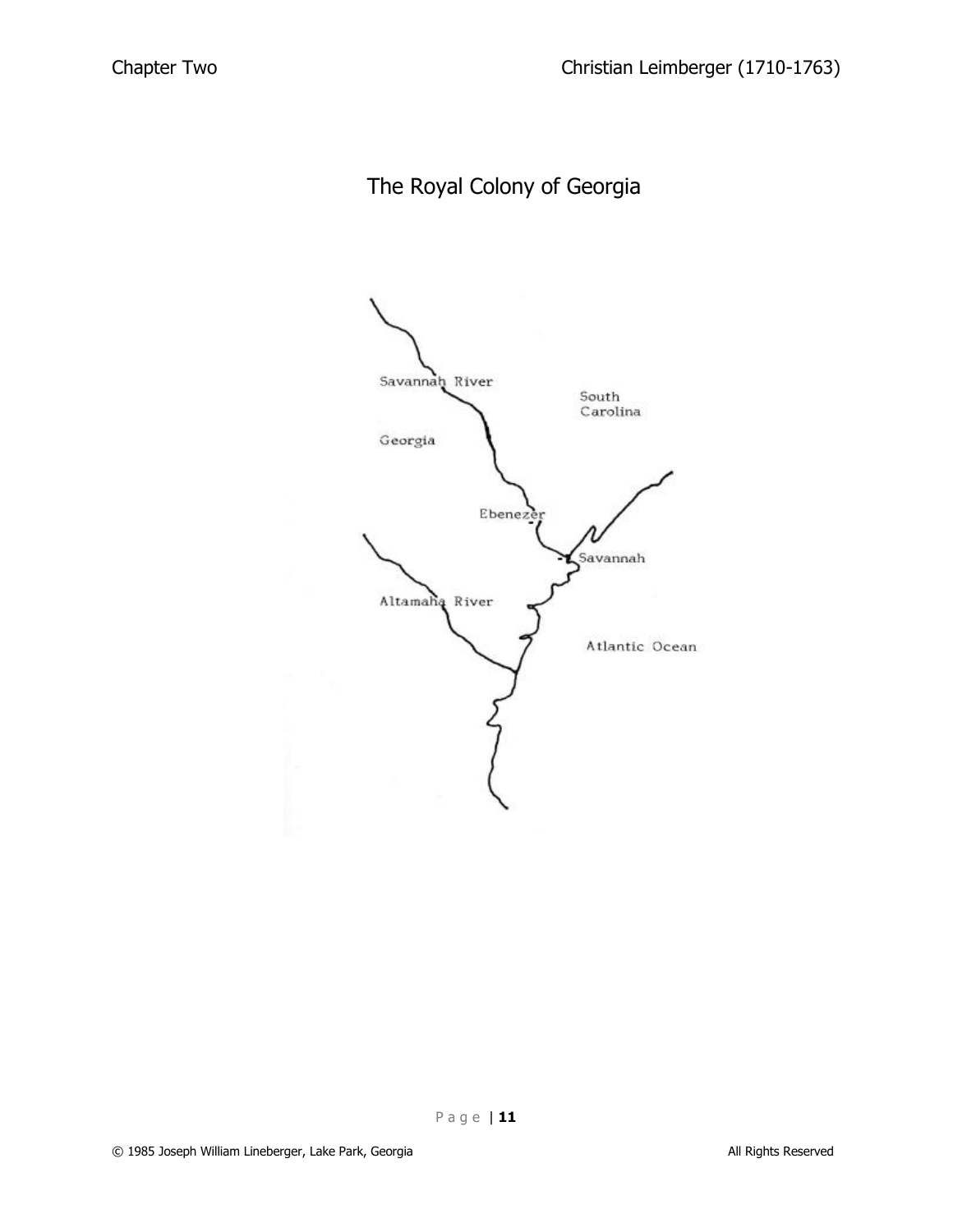# The Royal Colony of Georgia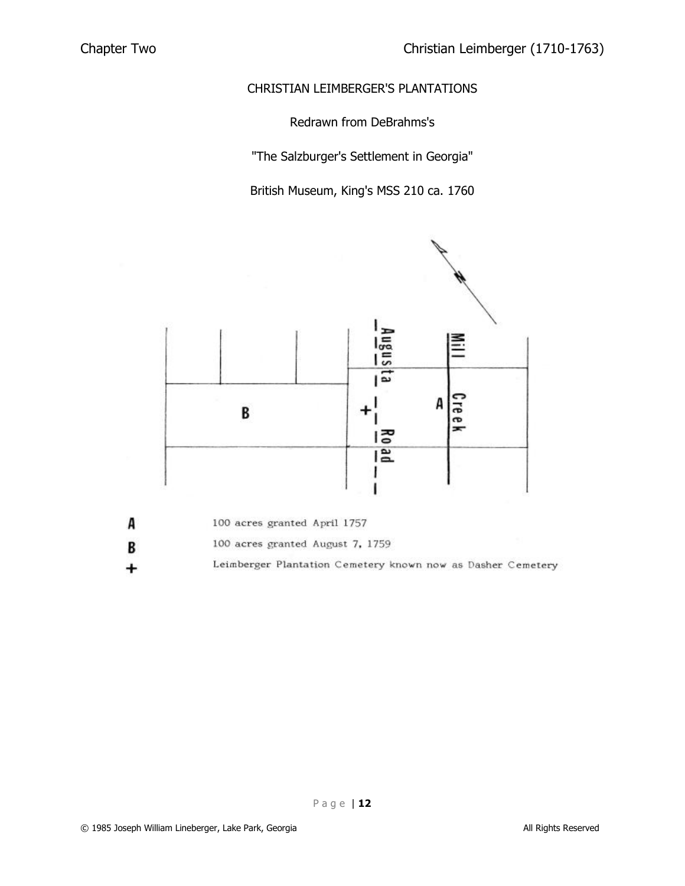CHRISTIAN LEIMBERGER'S PLANTATIONS

Redrawn from DeBrahms's

"The Salzburger's Settlement in Georgia"

British Museum, King's MSS 210 ca. 1760

N

Augusta Road

Mill Creek

A

B

+

A 100 acres granted April 1757

B 100 acres granted August 7, 1759

+ Leimberger Plantation Cemetery known now as Dasher Cemetery